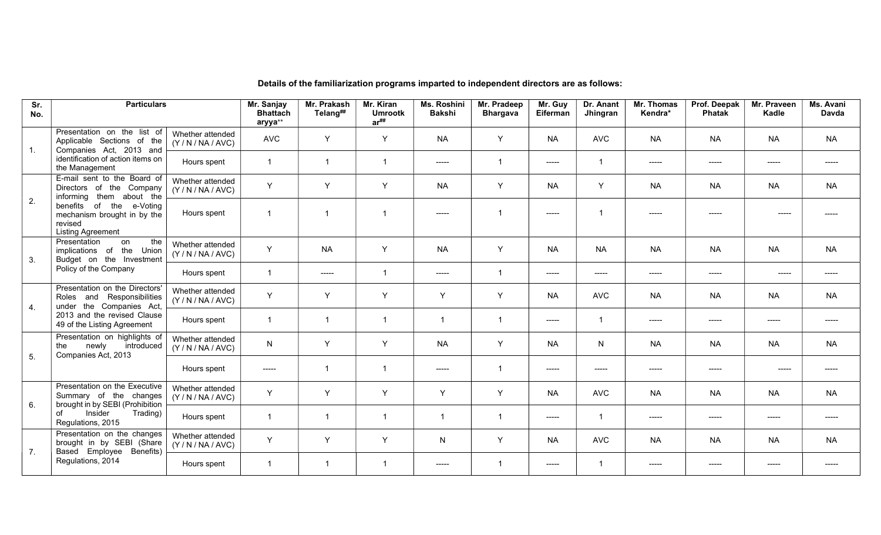**Details of the familiarization programs imparted to independent directors are as follows:**

| Sr. No. | Particulars | | Mr. Sanjay Bhattacharyya** | Mr. Prakash Telang## | Mr. Kiran Umrootkar## | Ms. Roshini Bakshi | Mr. Pradeep Bhargava | Mr. Guy Eiferman | Dr. Anant Jhingran | Mr. Thomas Kendra* | Prof. Deepak Phatak | Mr. Praveen Kadle | Ms. Avani Davda |
|---|---|---|---|---|---|---|---|---|---|---|---|---|---|
| 1. | Presentation on the list of Applicable Sections of the Companies Act, 2013 and identification of action items on the Management | Whether attended (Y / N / NA / AVC) | AVC | Y | Y | NA | Y | NA | AVC | NA | NA | NA | NA |
| | | Hours spent | 1 | 1 | 1 | ----- | 1 | ----- | 1 | ----- | ----- | ----- | ----- |
| 2. | E-mail sent to the Board of Directors of the Company informing them about the benefits of the e-Voting mechanism brought in by the revised Listing Agreement | Whether attended (Y / N / NA / AVC) | Y | Y | Y | NA | Y | NA | Y | NA | NA | NA | NA |
| | | Hours spent | 1 | 1 | 1 | ----- | 1 | ----- | 1 | ----- | ----- | ----- | ----- |
| 3. | Presentation on the implications of the Union Budget on the Investment Policy of the Company | Whether attended (Y / N / NA / AVC) | Y | NA | Y | NA | Y | NA | NA | NA | NA | NA | NA |
| | | Hours spent | 1 | ----- | 1 | ----- | 1 | ----- | ----- | ----- | ----- | ----- | ----- |
| 4. | Presentation on the Directors' Roles and Responsibilities under the Companies Act, 2013 and the revised Clause 49 of the Listing Agreement | Whether attended (Y / N / NA / AVC) | Y | Y | Y | Y | Y | NA | AVC | NA | NA | NA | NA |
| | | Hours spent | 1 | 1 | 1 | 1 | 1 | ----- | 1 | ----- | ----- | ----- | ----- |
| 5. | Presentation on highlights of the newly introduced Companies Act, 2013 | Whether attended (Y / N / NA / AVC) | N | Y | Y | NA | Y | NA | N | NA | NA | NA | NA |
| | | Hours spent | ----- | 1 | 1 | ----- | 1 | ----- | ----- | ----- | ----- | ----- | ----- |
| 6. | Presentation on the Executive Summary of the changes brought in by SEBI (Prohibition of Insider Trading) Regulations, 2015 | Whether attended (Y / N / NA / AVC) | Y | Y | Y | Y | Y | NA | AVC | NA | NA | NA | NA |
| | | Hours spent | 1 | 1 | 1 | 1 | 1 | ----- | 1 | ----- | ----- | ----- | ----- |
| 7. | Presentation on the changes brought in by SEBI (Share Based Employee Benefits) Regulations, 2014 | Whether attended (Y / N / NA / AVC) | Y | Y | Y | N | Y | NA | AVC | NA | NA | NA | NA |
| | | Hours spent | 1 | 1 | 1 | ----- | 1 | ----- | 1 | ----- | ----- | ----- | ----- |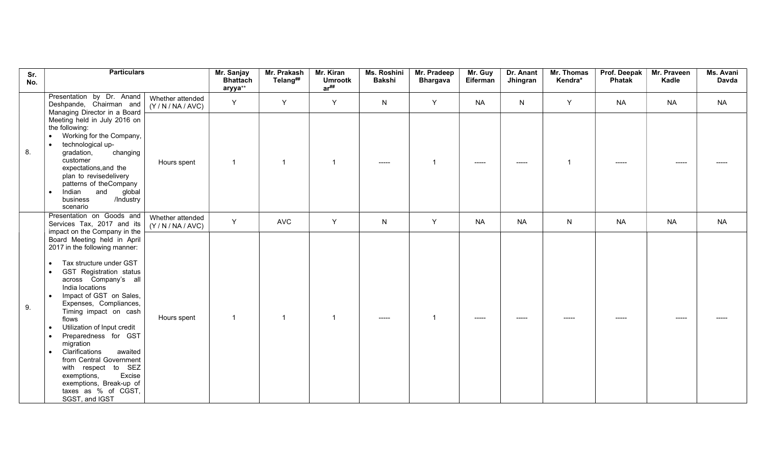| Sr. No. | Particulars | | Mr. Sanjay Bhattacharyya** | Mr. Prakash Telang## | Mr. Kiran Umrootkar## | Ms. Roshini Bakshi | Mr. Pradeep Bhargava | Mr. Guy Eiferman | Dr. Anant Jhingran | Mr. Thomas Kendra* | Prof. Deepak Phatak | Mr. Praveen Kadle | Ms. Avani Davda |
|---|---|---|---|---|---|---|---|---|---|---|---|---|---|
| 8. | Presentation by Dr. Anand Deshpande, Chairman and Managing Director in a Board Meeting held in July 2016 on the following: • Working for the Company, • technological up-gradation, changing customer expectations,and the plan to revisedelivery patterns of theCompany • Indian and global business /Industry scenario | Whether attended (Y / N / NA / AVC) | Y | Y | Y | N | Y | NA | N | Y | NA | NA | NA |
| | | Hours spent | 1 | 1 | 1 | ----- | 1 | ----- | ----- | 1 | ----- | ----- | ----- |
| 9. | Presentation on Goods and Services Tax, 2017 and its impact on the Company in the Board Meeting held in April 2017 in the following manner: • Tax structure under GST • GST Registration status across Company's all India locations • Impact of GST on Sales, Expenses, Compliances, Timing impact on cash flows • Utilization of Input credit • Preparedness for GST migration • Clarifications awaited from Central Government with respect to SEZ exemptions, Excise exemptions, Break-up of taxes as % of CGST, SGST, and IGST | Whether attended (Y / N / NA / AVC) | Y | AVC | Y | N | Y | NA | NA | N | NA | NA | NA |
| | | Hours spent | 1 | 1 | 1 | ----- | 1 | ----- | ----- | ----- | ----- | ----- | ----- |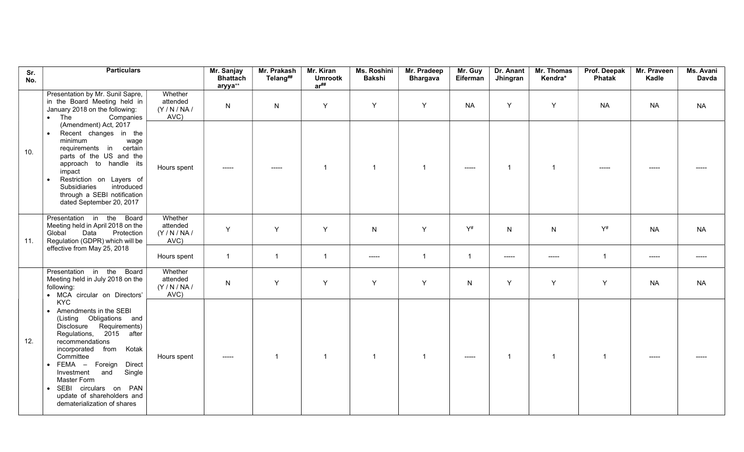| Sr. No. | Particulars | | Mr. Sanjay Bhattacharyya** | Mr. Prakash Telang## | Mr. Kiran Umrootkar## | Ms. Roshini Bakshi | Mr. Pradeep Bhargava | Mr. Guy Eiferman | Dr. Anant Jhingran | Mr. Thomas Kendra* | Prof. Deepak Phatak | Mr. Praveen Kadle | Ms. Avani Davda |
|---|---|---|---|---|---|---|---|---|---|---|---|---|---|
| 10. | Presentation by Mr. Sunil Sapre, in the Board Meeting held in January 2018 on the following:<br>• The Companies (Amendment) Act, 2017<br>• Recent changes in the minimum wage requirements in certain parts of the US and the approach to handle its impact<br>• Restriction on Layers of Subsidiaries introduced through a SEBI notification dated September 20, 2017 | Whether attended (Y / N / NA / AVC) | N | N | Y | Y | Y | NA | Y | Y | NA | NA | NA |
| | | Hours spent | ----- | ----- | 1 | 1 | 1 | ----- | 1 | 1 | ----- | ----- | ----- |
| 11. | Presentation in the Board Meeting held in April 2018 on the Global Data Protection Regulation (GDPR) which will be effective from May 25, 2018 | Whether attended (Y / N / NA / AVC) | Y | Y | Y | N | Y | Y# | N | N | Y# | NA | NA |
| | | Hours spent | 1 | 1 | 1 | ----- | 1 | 1 | ----- | ----- | 1 | ----- | ----- |
| 12. | Presentation in the Board Meeting held in July 2018 on the following:<br>• MCA circular on Directors' KYC<br>• Amendments in the SEBI (Listing Obligations and Disclosure Requirements) Regulations, 2015 after recommendations incorporated from Kotak Committee<br>• FEMA – Foreign Direct Investment and Single Master Form<br>• SEBI circulars on PAN update of shareholders and dematerialization of shares | Whether attended (Y / N / NA / AVC) | N | Y | Y | Y | Y | N | Y | Y | Y | NA | NA |
| | | Hours spent | ----- | 1 | 1 | 1 | 1 | ----- | 1 | 1 | 1 | ----- | ----- |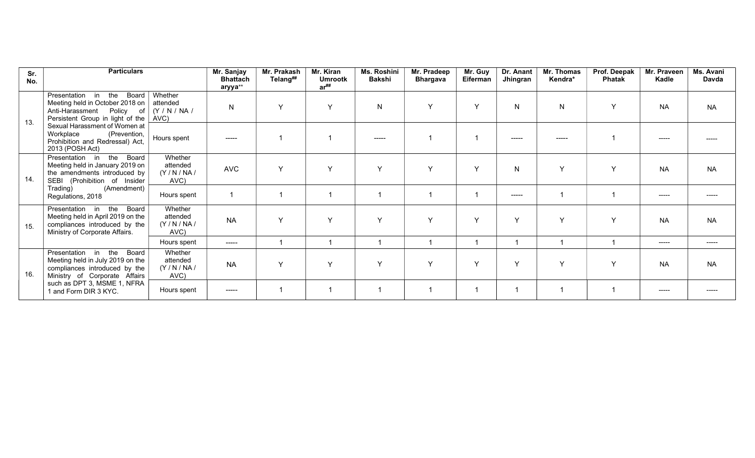| Sr. No. | Particulars | | Mr. Sanjay Bhattacharyya** | Mr. Prakash Telang## | Mr. Kiran Umrootkar## | Ms. Roshini Bakshi | Mr. Pradeep Bhargava | Mr. Guy Eiferman | Dr. Anant Jhingran | Mr. Thomas Kendra* | Prof. Deepak Phatak | Mr. Praveen Kadle | Ms. Avani Davda |
|---|---|---|---|---|---|---|---|---|---|---|---|---|---|
| 13. | Presentation in the Board Meeting held in October 2018 on Anti-Harassment Policy of Persistent Group in light of the Sexual Harassment of Women at Workplace (Prevention, Prohibition and Redressal) Act, 2013 (POSH Act) | Whether attended (Y / N / NA / AVC) | N | Y | Y | N | Y | Y | N | N | Y | NA | NA |
| | | Hours spent | ----- | 1 | 1 | ----- | 1 | 1 | ----- | ----- | 1 | ----- | ----- |
| 14. | Presentation in the Board Meeting held in January 2019 on the amendments introduced by SEBI (Prohibition of Insider Trading) (Amendment) Regulations, 2018 | Whether attended (Y / N / NA / AVC) | AVC | Y | Y | Y | Y | Y | N | Y | Y | NA | NA |
| | | Hours spent | 1 | 1 | 1 | 1 | 1 | 1 | ----- | 1 | 1 | ----- | ----- |
| 15. | Presentation in the Board Meeting held in April 2019 on the compliances introduced by the Ministry of Corporate Affairs. | Whether attended (Y / N / NA / AVC) | NA | Y | Y | Y | Y | Y | Y | Y | Y | NA | NA |
| | | Hours spent | ----- | 1 | 1 | 1 | 1 | 1 | 1 | 1 | 1 | ----- | ----- |
| 16. | Presentation in the Board Meeting held in July 2019 on the compliances introduced by the Ministry of Corporate Affairs such as DPT 3, MSME 1, NFRA 1 and Form DIR 3 KYC. | Whether attended (Y / N / NA / AVC) | NA | Y | Y | Y | Y | Y | Y | Y | Y | NA | NA |
| | | Hours spent | ----- | 1 | 1 | 1 | 1 | 1 | 1 | 1 | 1 | ----- | ----- |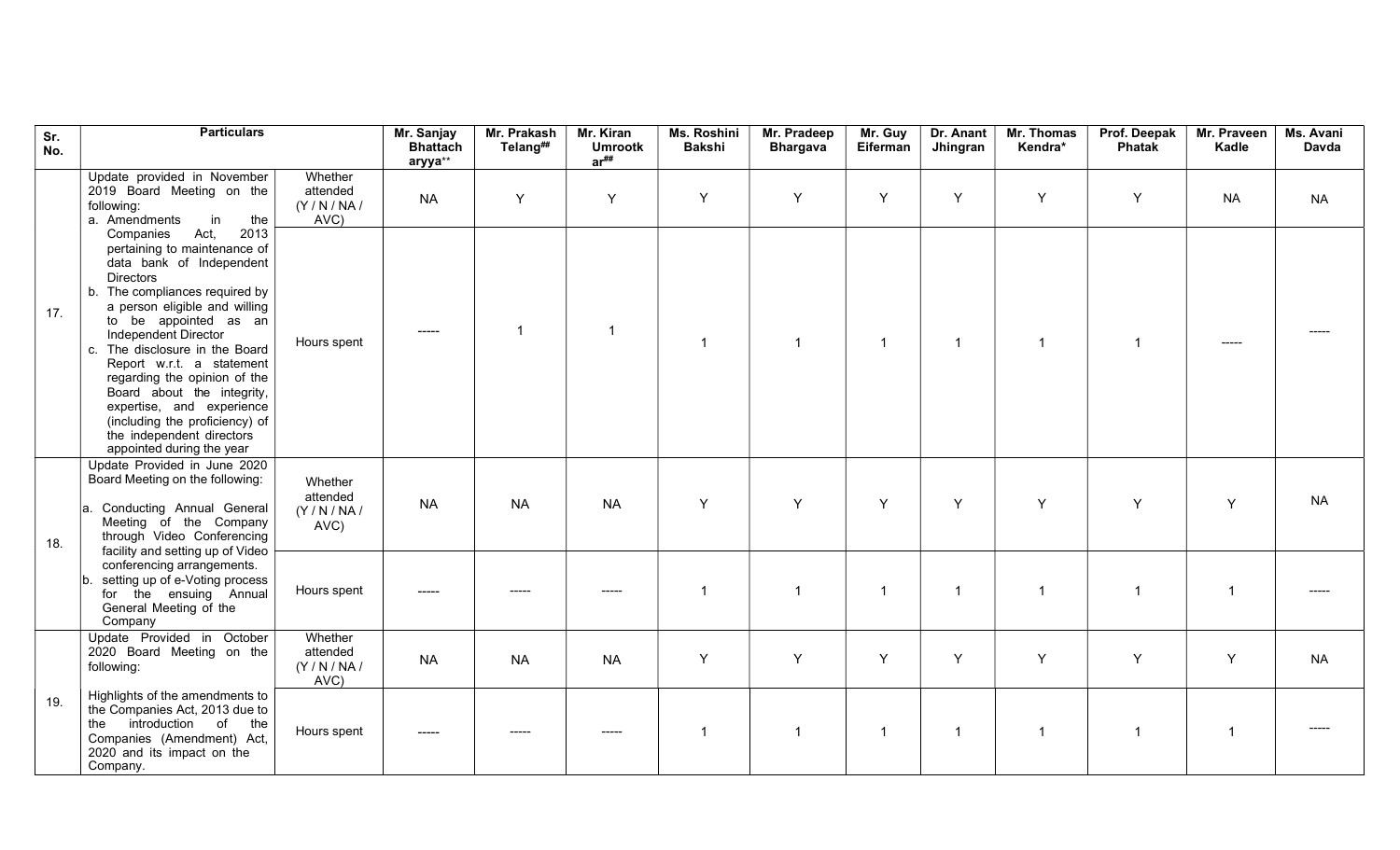| Sr. No. | Particulars | | Mr. Sanjay Bhattacharyya** | Mr. Prakash Telang## | Mr. Kiran Umrootkar## | Ms. Roshini Bakshi | Mr. Pradeep Bhargava | Mr. Guy Eiferman | Dr. Anant Jhingran | Mr. Thomas Kendra* | Prof. Deepak Phatak | Mr. Praveen Kadle | Ms. Avani Davda |
|---|---|---|---|---|---|---|---|---|---|---|---|---|---|
| 17. | Update provided in November 2019 Board Meeting on the following: a. Amendments in the Companies Act, 2013 pertaining to maintenance of data bank of Independent Directors b. The compliances required by a person eligible and willing to be appointed as an Independent Director c. The disclosure in the Board Report w.r.t. a statement regarding the opinion of the Board about the integrity, expertise, and experience (including the proficiency) of the independent directors appointed during the year | Whether attended (Y / N / NA / AVC) | NA | Y | Y | Y | Y | Y | Y | Y | Y | NA | NA |
| | | Hours spent | ----- | 1 | 1 | 1 | 1 | 1 | 1 | 1 | 1 | ----- | ----- |
| 18. | Update Provided in June 2020 Board Meeting on the following: a. Conducting Annual General Meeting of the Company through Video Conferencing facility and setting up of Video conferencing arrangements. b. setting up of e-Voting process for the ensuing Annual General Meeting of the Company | Whether attended (Y / N / NA / AVC) | NA | NA | NA | Y | Y | Y | Y | Y | Y | Y | NA |
| | | Hours spent | ----- | ----- | ----- | 1 | 1 | 1 | 1 | 1 | 1 | 1 | ----- |
| 19. | Update Provided in October 2020 Board Meeting on the following: Highlights of the amendments to the Companies Act, 2013 due to the introduction of the Companies (Amendment) Act, 2020 and its impact on the Company. | Whether attended (Y / N / NA / AVC) | NA | NA | NA | Y | Y | Y | Y | Y | Y | Y | NA |
| | | Hours spent | ----- | ----- | ----- | 1 | 1 | 1 | 1 | 1 | 1 | 1 | ----- |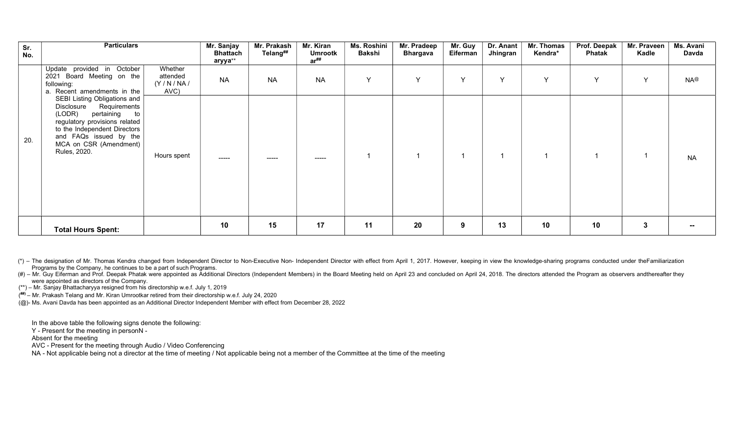| Sr. No. | Particulars | | Mr. Sanjay Bhattacharyya** | Mr. Prakash Telang## | Mr. Kiran Umrootkar## | Ms. Roshini Bakshi | Mr. Pradeep Bhargava | Mr. Guy Eiferman | Dr. Anant Jhingran | Mr. Thomas Kendra* | Prof. Deepak Phatak | Mr. Praveen Kadle | Ms. Avani Davda |
|---|---|---|---|---|---|---|---|---|---|---|---|---|---|
| 20. | Update provided in October 2021 Board Meeting on the following: a. Recent amendments in the SEBI Listing Obligations and Disclosure Requirements (LODR) pertaining to regulatory provisions related to the Independent Directors and FAQs issued by the MCA on CSR (Amendment) Rules, 2020. | Whether attended (Y / N / NA / AVC) | NA | NA | NA | Y | Y | Y | Y | Y | Y | Y | NA@ |
| | | Hours spent | ----- | ----- | ----- | 1 | 1 | 1 | 1 | 1 | 1 | 1 | NA |
| | **Total Hours Spent:** | | **10** | **15** | **17** | **11** | **20** | **9** | **13** | **10** | **10** | **3** | **--** |

(*) – The designation of Mr. Thomas Kendra changed from Independent Director to Non-Executive Non- Independent Director with effect from April 1, 2017. However, keeping in view the knowledge-sharing programs conducted under theFamiliarization Programs by the Company, he continues to be a part of such Programs.

(#) – Mr. Guy Eiferman and Prof. Deepak Phatak were appointed as Additional Directors (Independent Members) in the Board Meeting held on April 23 and concluded on April 24, 2018. The directors attended the Program as observers andthereafter they were appointed as directors of the Company.

(**) – Mr. Sanjay Bhattacharyya resigned from his directorship w.e.f. July 1, 2019

(##) – Mr. Prakash Telang and Mr. Kiran Umrootkar retired from their directorship w.e.f. July 24, 2020

(@)- Ms. Avani Davda has been appointed as an Additional Director Independent Member with effect from December 28, 2022

In the above table the following signs denote the following:

Y - Present for the meeting in personN -

Absent for the meeting

AVC - Present for the meeting through Audio / Video Conferencing

NA - Not applicable being not a director at the time of meeting / Not applicable being not a member of the Committee at the time of the meeting